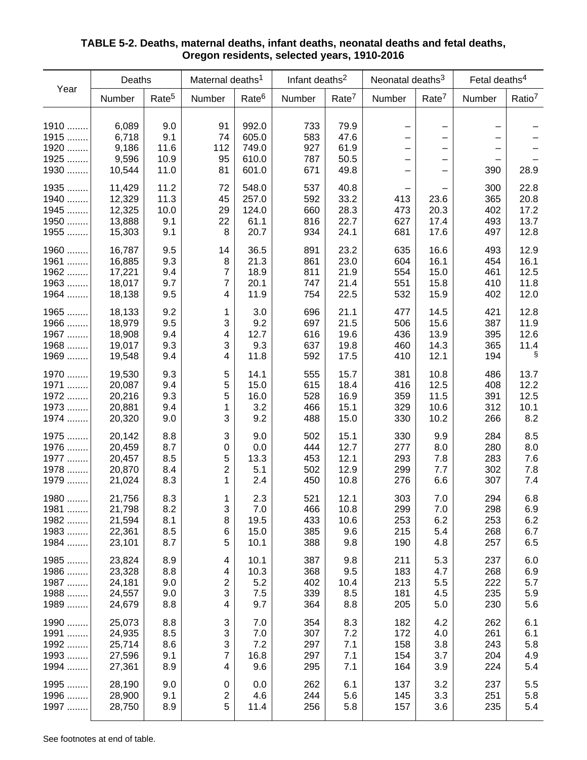**TABLE 5-2. Deaths, maternal deaths, infant deaths, neonatal deaths and fetal deaths, Oregon residents, selected years, 1910-2016**

| Year | Deaths | | Maternal deaths[1] | | Infant deaths[2] | | Neonatal deaths[3] | | Fetal deaths[4] | |
|---|---|---|---|---|---|---|---|---|---|---|
| | Number | Rate[5] | Number | Rate[6] | Number | Rate[7] | Number | Rate[7] | Number | Ratio[7] |
| 1910 | 6,089 | 9.0 | 91 | 992.0 | 733 | 79.9 | – | – | – | – |
| 1915 | 6,718 | 9.1 | 74 | 605.0 | 583 | 47.6 | – | – | – | – |
| 1920 | 9,186 | 11.6 | 112 | 749.0 | 927 | 61.9 | – | – | – | – |
| 1925 | 9,596 | 10.9 | 95 | 610.0 | 787 | 50.5 | – | – | – | – |
| 1930 | 10,544 | 11.0 | 81 | 601.0 | 671 | 49.8 | – | – | 390 | 28.9 |
| 1935 | 11,429 | 11.2 | 72 | 548.0 | 537 | 40.8 | – | – | 300 | 22.8 |
| 1940 | 12,329 | 11.3 | 45 | 257.0 | 592 | 33.2 | 413 | 23.6 | 365 | 20.8 |
| 1945 | 12,325 | 10.0 | 29 | 124.0 | 660 | 28.3 | 473 | 20.3 | 402 | 17.2 |
| 1950 | 13,888 | 9.1 | 22 | 61.1 | 816 | 22.7 | 627 | 17.4 | 493 | 13.7 |
| 1955 | 15,303 | 9.1 | 8 | 20.7 | 934 | 24.1 | 681 | 17.6 | 497 | 12.8 |
| 1960 | 16,787 | 9.5 | 14 | 36.5 | 891 | 23.2 | 635 | 16.6 | 493 | 12.9 |
| 1961 | 16,885 | 9.3 | 8 | 21.3 | 861 | 23.0 | 604 | 16.1 | 454 | 16.1 |
| 1962 | 17,221 | 9.4 | 7 | 18.9 | 811 | 21.9 | 554 | 15.0 | 461 | 12.5 |
| 1963 | 18,017 | 9.7 | 7 | 20.1 | 747 | 21.4 | 551 | 15.8 | 410 | 11.8 |
| 1964 | 18,138 | 9.5 | 4 | 11.9 | 754 | 22.5 | 532 | 15.9 | 402 | 12.0 |
| 1965 | 18,133 | 9.2 | 1 | 3.0 | 696 | 21.1 | 477 | 14.5 | 421 | 12.8 |
| 1966 | 18,979 | 9.5 | 3 | 9.2 | 697 | 21.5 | 506 | 15.6 | 387 | 11.9 |
| 1967 | 18,908 | 9.4 | 4 | 12.7 | 616 | 19.6 | 436 | 13.9 | 395 | 12.6 |
| 1968 | 19,017 | 9.3 | 3 | 9.3 | 637 | 19.8 | 460 | 14.3 | 365 | 11.4 |
| 1969 | 19,548 | 9.4 | 4 | 11.8 | 592 | 17.5 | 410 | 12.1 | 194 | § |
| 1970 | 19,530 | 9.3 | 5 | 14.1 | 555 | 15.7 | 381 | 10.8 | 486 | 13.7 |
| 1971 | 20,087 | 9.4 | 5 | 15.0 | 615 | 18.4 | 416 | 12.5 | 408 | 12.2 |
| 1972 | 20,216 | 9.3 | 5 | 16.0 | 528 | 16.9 | 359 | 11.5 | 391 | 12.5 |
| 1973 | 20,881 | 9.4 | 1 | 3.2 | 466 | 15.1 | 329 | 10.6 | 312 | 10.1 |
| 1974 | 20,320 | 9.0 | 3 | 9.2 | 488 | 15.0 | 330 | 10.2 | 266 | 8.2 |
| 1975 | 20,142 | 8.8 | 3 | 9.0 | 502 | 15.1 | 330 | 9.9 | 284 | 8.5 |
| 1976 | 20,459 | 8.7 | 0 | 0.0 | 444 | 12.7 | 277 | 8.0 | 280 | 8.0 |
| 1977 | 20,457 | 8.5 | 5 | 13.3 | 453 | 12.1 | 293 | 7.8 | 283 | 7.6 |
| 1978 | 20,870 | 8.4 | 2 | 5.1 | 502 | 12.9 | 299 | 7.7 | 302 | 7.8 |
| 1979 | 21,024 | 8.3 | 1 | 2.4 | 450 | 10.8 | 276 | 6.6 | 307 | 7.4 |
| 1980 | 21,756 | 8.3 | 1 | 2.3 | 521 | 12.1 | 303 | 7.0 | 294 | 6.8 |
| 1981 | 21,798 | 8.2 | 3 | 7.0 | 466 | 10.8 | 299 | 7.0 | 298 | 6.9 |
| 1982 | 21,594 | 8.1 | 8 | 19.5 | 433 | 10.6 | 253 | 6.2 | 253 | 6.2 |
| 1983 | 22,361 | 8.5 | 6 | 15.0 | 385 | 9.6 | 215 | 5.4 | 268 | 6.7 |
| 1984 | 23,101 | 8.7 | 5 | 10.1 | 388 | 9.8 | 190 | 4.8 | 257 | 6.5 |
| 1985 | 23,824 | 8.9 | 4 | 10.1 | 387 | 9.8 | 211 | 5.3 | 237 | 6.0 |
| 1986 | 23,328 | 8.8 | 4 | 10.3 | 368 | 9.5 | 183 | 4.7 | 268 | 6.9 |
| 1987 | 24,181 | 9.0 | 2 | 5.2 | 402 | 10.4 | 213 | 5.5 | 222 | 5.7 |
| 1988 | 24,557 | 9.0 | 3 | 7.5 | 339 | 8.5 | 181 | 4.5 | 235 | 5.9 |
| 1989 | 24,679 | 8.8 | 4 | 9.7 | 364 | 8.8 | 205 | 5.0 | 230 | 5.6 |
| 1990 | 25,073 | 8.8 | 3 | 7.0 | 354 | 8.3 | 182 | 4.2 | 262 | 6.1 |
| 1991 | 24,935 | 8.5 | 3 | 7.0 | 307 | 7.2 | 172 | 4.0 | 261 | 6.1 |
| 1992 | 25,714 | 8.6 | 3 | 7.2 | 297 | 7.1 | 158 | 3.8 | 243 | 5.8 |
| 1993 | 27,596 | 9.1 | 7 | 16.8 | 297 | 7.1 | 154 | 3.7 | 204 | 4.9 |
| 1994 | 27,361 | 8.9 | 4 | 9.6 | 295 | 7.1 | 164 | 3.9 | 224 | 5.4 |
| 1995 | 28,190 | 9.0 | 0 | 0.0 | 262 | 6.1 | 137 | 3.2 | 237 | 5.5 |
| 1996 | 28,900 | 9.1 | 2 | 4.6 | 244 | 5.6 | 145 | 3.3 | 251 | 5.8 |
| 1997 | 28,750 | 8.9 | 5 | 11.4 | 256 | 5.8 | 157 | 3.6 | 235 | 5.4 |

See footnotes at end of table.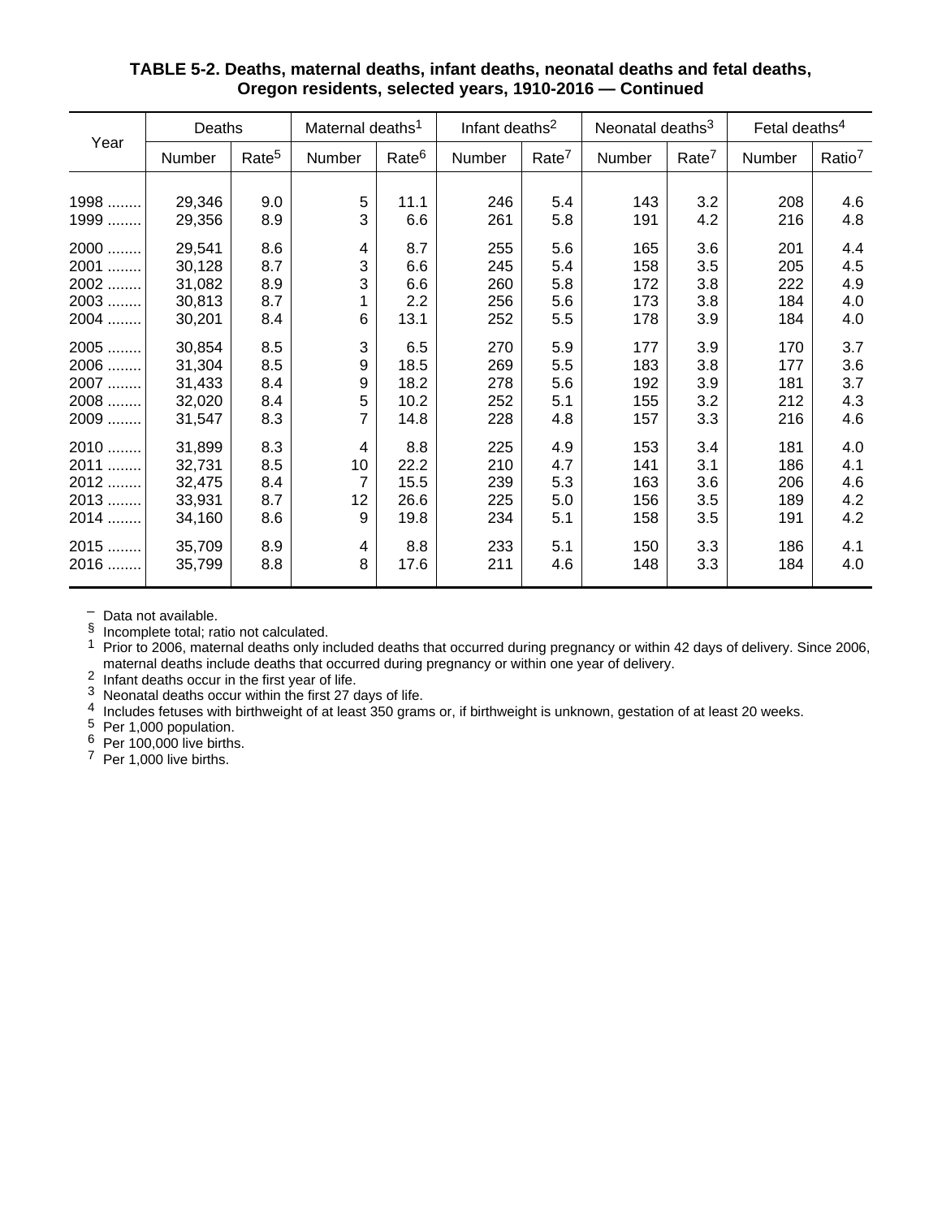**TABLE 5-2. Deaths, maternal deaths, infant deaths, neonatal deaths and fetal deaths, Oregon residents, selected years, 1910-2016 — Continued**

| Year | Deaths | | Maternal deaths[1] | | Infant deaths[2] | | Neonatal deaths[3] | | Fetal deaths[4] | |
|---|---|---|---|---|---|---|---|---|---|---|
| | Number | Rate[5] | Number | Rate[6] | Number | Rate[7] | Number | Rate[7] | Number | Ratio[7] |
| 1998 ........ | 29,346 | 9.0 | 5 | 11.1 | 246 | 5.4 | 143 | 3.2 | 208 | 4.6 |
| 1999 ........ | 29,356 | 8.9 | 3 | 6.6 | 261 | 5.8 | 191 | 4.2 | 216 | 4.8 |
| 2000 ........ | 29,541 | 8.6 | 4 | 8.7 | 255 | 5.6 | 165 | 3.6 | 201 | 4.4 |
| 2001 ........ | 30,128 | 8.7 | 3 | 6.6 | 245 | 5.4 | 158 | 3.5 | 205 | 4.5 |
| 2002 ........ | 31,082 | 8.9 | 3 | 6.6 | 260 | 5.8 | 172 | 3.8 | 222 | 4.9 |
| 2003 ........ | 30,813 | 8.7 | 1 | 2.2 | 256 | 5.6 | 173 | 3.8 | 184 | 4.0 |
| 2004 ........ | 30,201 | 8.4 | 6 | 13.1 | 252 | 5.5 | 178 | 3.9 | 184 | 4.0 |
| 2005 ........ | 30,854 | 8.5 | 3 | 6.5 | 270 | 5.9 | 177 | 3.9 | 170 | 3.7 |
| 2006 ........ | 31,304 | 8.5 | 9 | 18.5 | 269 | 5.5 | 183 | 3.8 | 177 | 3.6 |
| 2007 ........ | 31,433 | 8.4 | 9 | 18.2 | 278 | 5.6 | 192 | 3.9 | 181 | 3.7 |
| 2008 ........ | 32,020 | 8.4 | 5 | 10.2 | 252 | 5.1 | 155 | 3.2 | 212 | 4.3 |
| 2009 ........ | 31,547 | 8.3 | 7 | 14.8 | 228 | 4.8 | 157 | 3.3 | 216 | 4.6 |
| 2010 ........ | 31,899 | 8.3 | 4 | 8.8 | 225 | 4.9 | 153 | 3.4 | 181 | 4.0 |
| 2011 ........ | 32,731 | 8.5 | 10 | 22.2 | 210 | 4.7 | 141 | 3.1 | 186 | 4.1 |
| 2012 ........ | 32,475 | 8.4 | 7 | 15.5 | 239 | 5.3 | 163 | 3.6 | 206 | 4.6 |
| 2013 ........ | 33,931 | 8.7 | 12 | 26.6 | 225 | 5.0 | 156 | 3.5 | 189 | 4.2 |
| 2014 ........ | 34,160 | 8.6 | 9 | 19.8 | 234 | 5.1 | 158 | 3.5 | 191 | 4.2 |
| 2015 ........ | 35,709 | 8.9 | 4 | 8.8 | 233 | 5.1 | 150 | 3.3 | 186 | 4.1 |
| 2016 ........ | 35,799 | 8.8 | 8 | 17.6 | 211 | 4.6 | 148 | 3.3 | 184 | 4.0 |

– Data not available.
§ Incomplete total; ratio not calculated.
1 Prior to 2006, maternal deaths only included deaths that occurred during pregnancy or within 42 days of delivery. Since 2006, maternal deaths include deaths that occurred during pregnancy or within one year of delivery.
2 Infant deaths occur in the first year of life.
3 Neonatal deaths occur within the first 27 days of life.
4 Includes fetuses with birthweight of at least 350 grams or, if birthweight is unknown, gestation of at least 20 weeks.
5 Per 1,000 population.
6 Per 100,000 live births.
7 Per 1,000 live births.